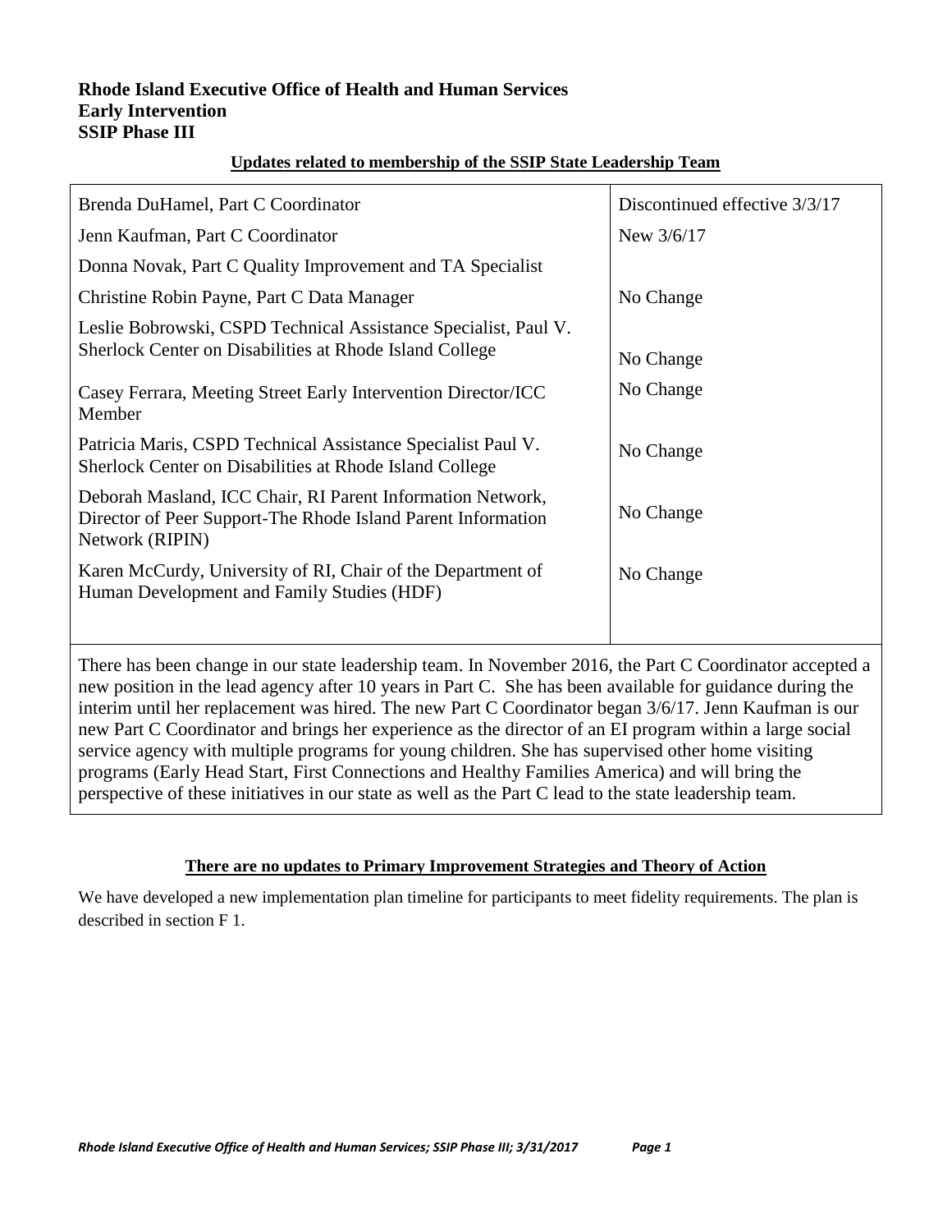**Rhode Island Executive Office of Health and Human Services**
**Early Intervention**
**SSIP Phase III**

**Updates related to membership of the SSIP State Leadership Team**

| Member | Status |
|---|---|
| Brenda DuHamel, Part C Coordinator | Discontinued effective 3/3/17 |
| Jenn Kaufman, Part C Coordinator | New 3/6/17 |
| Donna Novak, Part C Quality Improvement and TA Specialist | |
| Christine Robin Payne, Part C Data Manager | No Change |
| Leslie Bobrowski, CSPD Technical Assistance Specialist, Paul V. Sherlock Center on Disabilities at Rhode Island College | No Change |
| Casey Ferrara, Meeting Street Early Intervention Director/ICC Member | No Change |
| Patricia Maris, CSPD Technical Assistance Specialist Paul V. Sherlock Center on Disabilities at Rhode Island College | No Change |
| Deborah Masland, ICC Chair, RI Parent Information Network, Director of Peer Support-The Rhode Island Parent Information Network (RIPIN) | No Change |
| Karen McCurdy, University of RI, Chair of the Department of Human Development and Family Studies (HDF) | No Change |

There has been change in our state leadership team. In November 2016, the Part C Coordinator accepted a new position in the lead agency after 10 years in Part C. She has been available for guidance during the interim until her replacement was hired. The new Part C Coordinator began 3/6/17. Jenn Kaufman is our new Part C Coordinator and brings her experience as the director of an EI program within a large social service agency with multiple programs for young children. She has supervised other home visiting programs (Early Head Start, First Connections and Healthy Families America) and will bring the perspective of these initiatives in our state as well as the Part C lead to the state leadership team.

**There are no updates to Primary Improvement Strategies and Theory of Action**

We have developed a new implementation plan timeline for participants to meet fidelity requirements. The plan is described in section F 1.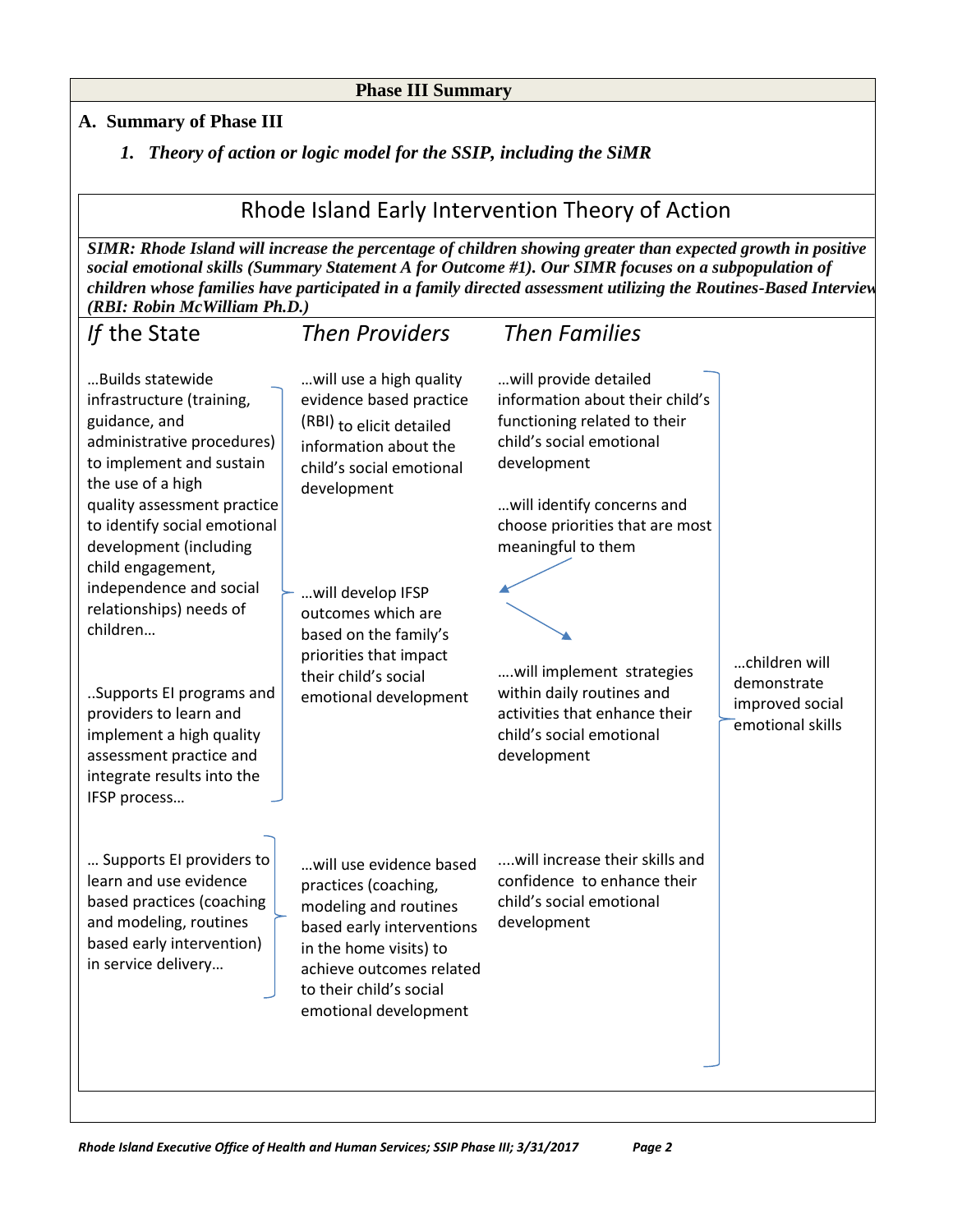## Phase III Summary

### A. Summary of Phase III

#### *1. Theory of action or logic model for the SSIP, including the SiMR*

## Rhode Island Early Intervention Theory of Action

***SIMR: Rhode Island will increase the percentage of children showing greater than expected growth in positive social emotional skills (Summary Statement A for Outcome #1). Our SIMR focuses on a subpopulation of children whose families have participated in a family directed assessment utilizing the Routines-Based Interview (RBI: Robin McWilliam Ph.D.)***

| *If* the State | *Then Providers* | *Then Families* | |
|---|---|---|---|
| …Builds statewide infrastructure (training, guidance, and administrative procedures) to implement and sustain the use of a high quality assessment practice to identify social emotional development (including child engagement, independence and social relationships) needs of children… ..Supports EI programs and providers to learn and implement a high quality assessment practice and integrate results into the IFSP process… | …will use a high quality evidence based practice (RBI) to elicit detailed information about the child's social emotional development …will develop IFSP outcomes which are based on the family's priorities that impact their child's social emotional development | …will provide detailed information about their child's functioning related to their child's social emotional development …will identify concerns and choose priorities that are most meaningful to them ….will implement strategies within daily routines and activities that enhance their child's social emotional development | …children will demonstrate improved social emotional skills |
| … Supports EI providers to learn and use evidence based practices (coaching and modeling, routines based early intervention) in service delivery… | …will use evidence based practices (coaching, modeling and routines based early interventions in the home visits) to achieve outcomes related to their child's social emotional development | ….will increase their skills and confidence to enhance their child's social emotional development | |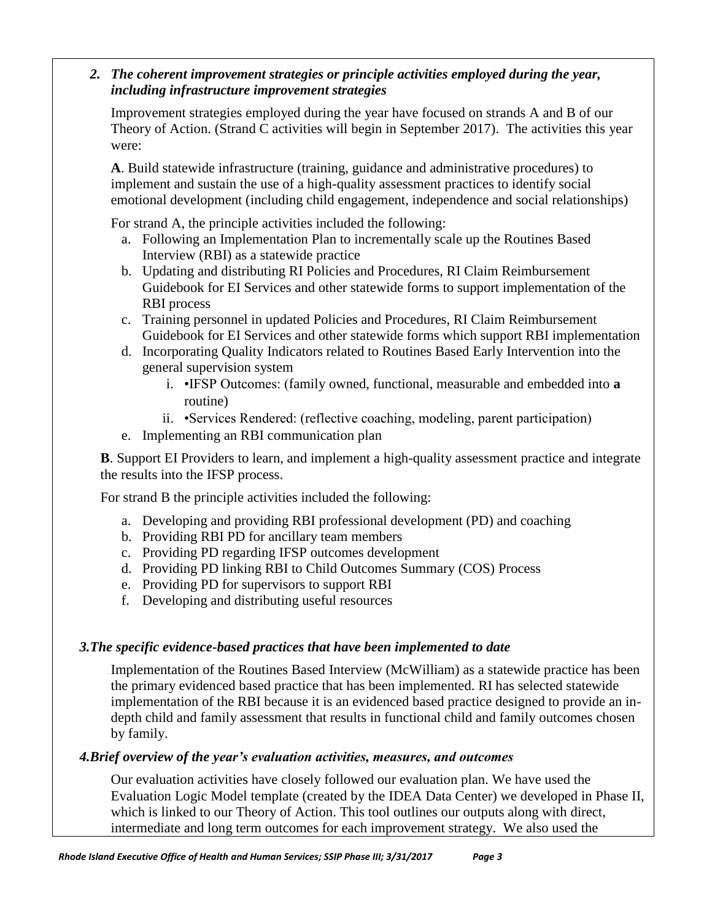### *2. The coherent improvement strategies or principle activities employed during the year, including infrastructure improvement strategies*

Improvement strategies employed during the year have focused on strands A and B of our Theory of Action. (Strand C activities will begin in September 2017). The activities this year were:

**A**. Build statewide infrastructure (training, guidance and administrative procedures) to implement and sustain the use of a high-quality assessment practices to identify social emotional development (including child engagement, independence and social relationships)

For strand A, the principle activities included the following:

a. Following an Implementation Plan to incrementally scale up the Routines Based Interview (RBI) as a statewide practice
b. Updating and distributing RI Policies and Procedures, RI Claim Reimbursement Guidebook for EI Services and other statewide forms to support implementation of the RBI process
c. Training personnel in updated Policies and Procedures, RI Claim Reimbursement Guidebook for EI Services and other statewide forms which support RBI implementation
d. Incorporating Quality Indicators related to Routines Based Early Intervention into the general supervision system
    i. •IFSP Outcomes: (family owned, functional, measurable and embedded into **a** routine)
    ii. •Services Rendered: (reflective coaching, modeling, parent participation)
e. Implementing an RBI communication plan

**B**. Support EI Providers to learn, and implement a high-quality assessment practice and integrate the results into the IFSP process.

For strand B the principle activities included the following:

a. Developing and providing RBI professional development (PD) and coaching
b. Providing RBI PD for ancillary team members
c. Providing PD regarding IFSP outcomes development
d. Providing PD linking RBI to Child Outcomes Summary (COS) Process
e. Providing PD for supervisors to support RBI
f. Developing and distributing useful resources

### *3. The specific evidence-based practices that have been implemented to date*

Implementation of the Routines Based Interview (McWilliam) as a statewide practice has been the primary evidenced based practice that has been implemented. RI has selected statewide implementation of the RBI because it is an evidenced based practice designed to provide an in-depth child and family assessment that results in functional child and family outcomes chosen by family.

### *4. Brief overview of the year's evaluation activities, measures, and outcomes*

Our evaluation activities have closely followed our evaluation plan. We have used the Evaluation Logic Model template (created by the IDEA Data Center) we developed in Phase II, which is linked to our Theory of Action. This tool outlines our outputs along with direct, intermediate and long term outcomes for each improvement strategy. We also used the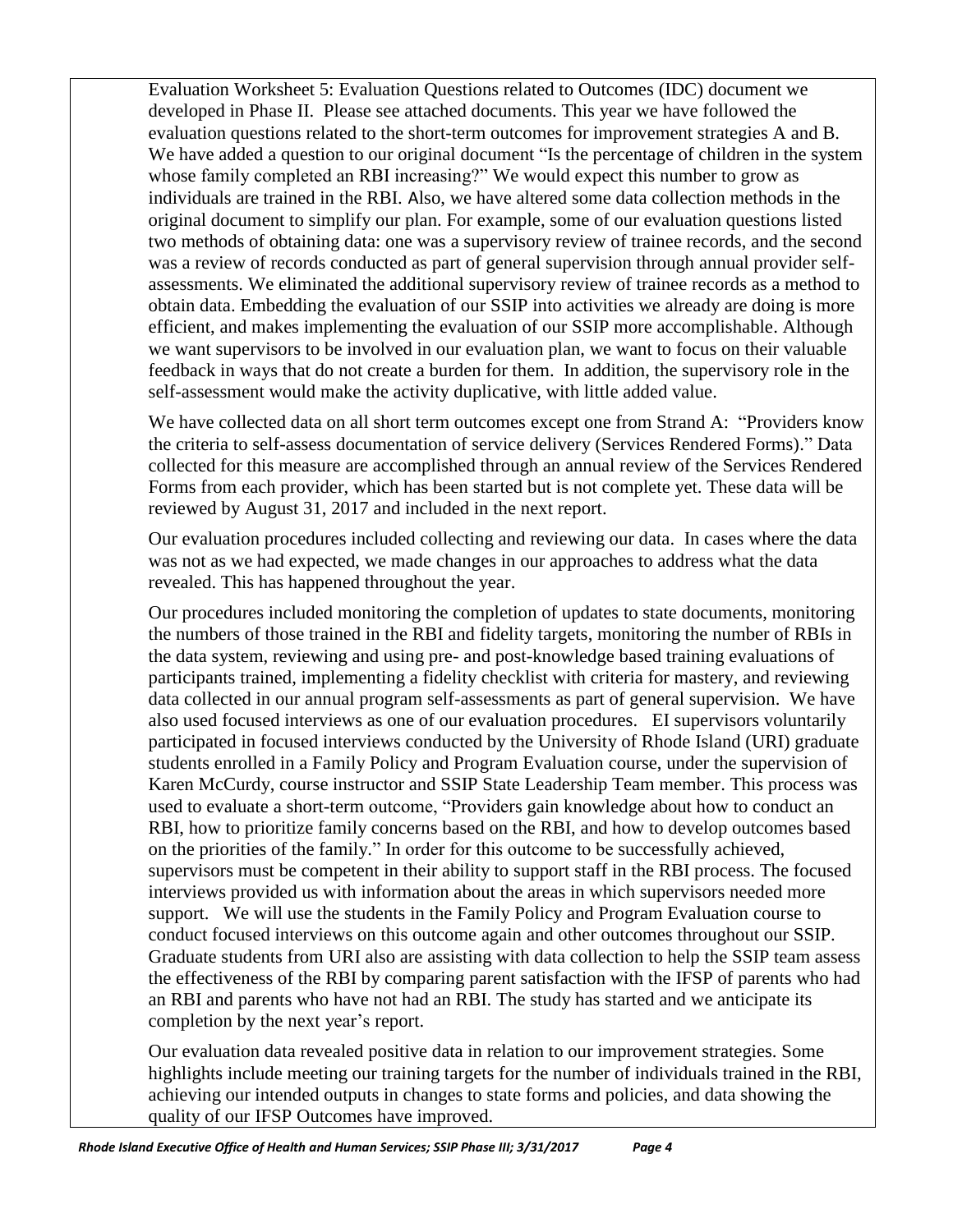Evaluation Worksheet 5: Evaluation Questions related to Outcomes (IDC) document we developed in Phase II. Please see attached documents. This year we have followed the evaluation questions related to the short-term outcomes for improvement strategies A and B. We have added a question to our original document "Is the percentage of children in the system whose family completed an RBI increasing?" We would expect this number to grow as individuals are trained in the RBI. Also, we have altered some data collection methods in the original document to simplify our plan. For example, some of our evaluation questions listed two methods of obtaining data: one was a supervisory review of trainee records, and the second was a review of records conducted as part of general supervision through annual provider self-assessments. We eliminated the additional supervisory review of trainee records as a method to obtain data. Embedding the evaluation of our SSIP into activities we already are doing is more efficient, and makes implementing the evaluation of our SSIP more accomplishable. Although we want supervisors to be involved in our evaluation plan, we want to focus on their valuable feedback in ways that do not create a burden for them. In addition, the supervisory role in the self-assessment would make the activity duplicative, with little added value.

We have collected data on all short term outcomes except one from Strand A: "Providers know the criteria to self-assess documentation of service delivery (Services Rendered Forms)." Data collected for this measure are accomplished through an annual review of the Services Rendered Forms from each provider, which has been started but is not complete yet. These data will be reviewed by August 31, 2017 and included in the next report.

Our evaluation procedures included collecting and reviewing our data. In cases where the data was not as we had expected, we made changes in our approaches to address what the data revealed. This has happened throughout the year.

Our procedures included monitoring the completion of updates to state documents, monitoring the numbers of those trained in the RBI and fidelity targets, monitoring the number of RBIs in the data system, reviewing and using pre- and post-knowledge based training evaluations of participants trained, implementing a fidelity checklist with criteria for mastery, and reviewing data collected in our annual program self-assessments as part of general supervision. We have also used focused interviews as one of our evaluation procedures. EI supervisors voluntarily participated in focused interviews conducted by the University of Rhode Island (URI) graduate students enrolled in a Family Policy and Program Evaluation course, under the supervision of Karen McCurdy, course instructor and SSIP State Leadership Team member. This process was used to evaluate a short-term outcome, "Providers gain knowledge about how to conduct an RBI, how to prioritize family concerns based on the RBI, and how to develop outcomes based on the priorities of the family." In order for this outcome to be successfully achieved, supervisors must be competent in their ability to support staff in the RBI process. The focused interviews provided us with information about the areas in which supervisors needed more support. We will use the students in the Family Policy and Program Evaluation course to conduct focused interviews on this outcome again and other outcomes throughout our SSIP. Graduate students from URI also are assisting with data collection to help the SSIP team assess the effectiveness of the RBI by comparing parent satisfaction with the IFSP of parents who had an RBI and parents who have not had an RBI. The study has started and we anticipate its completion by the next year's report.

Our evaluation data revealed positive data in relation to our improvement strategies. Some highlights include meeting our training targets for the number of individuals trained in the RBI, achieving our intended outputs in changes to state forms and policies, and data showing the quality of our IFSP Outcomes have improved.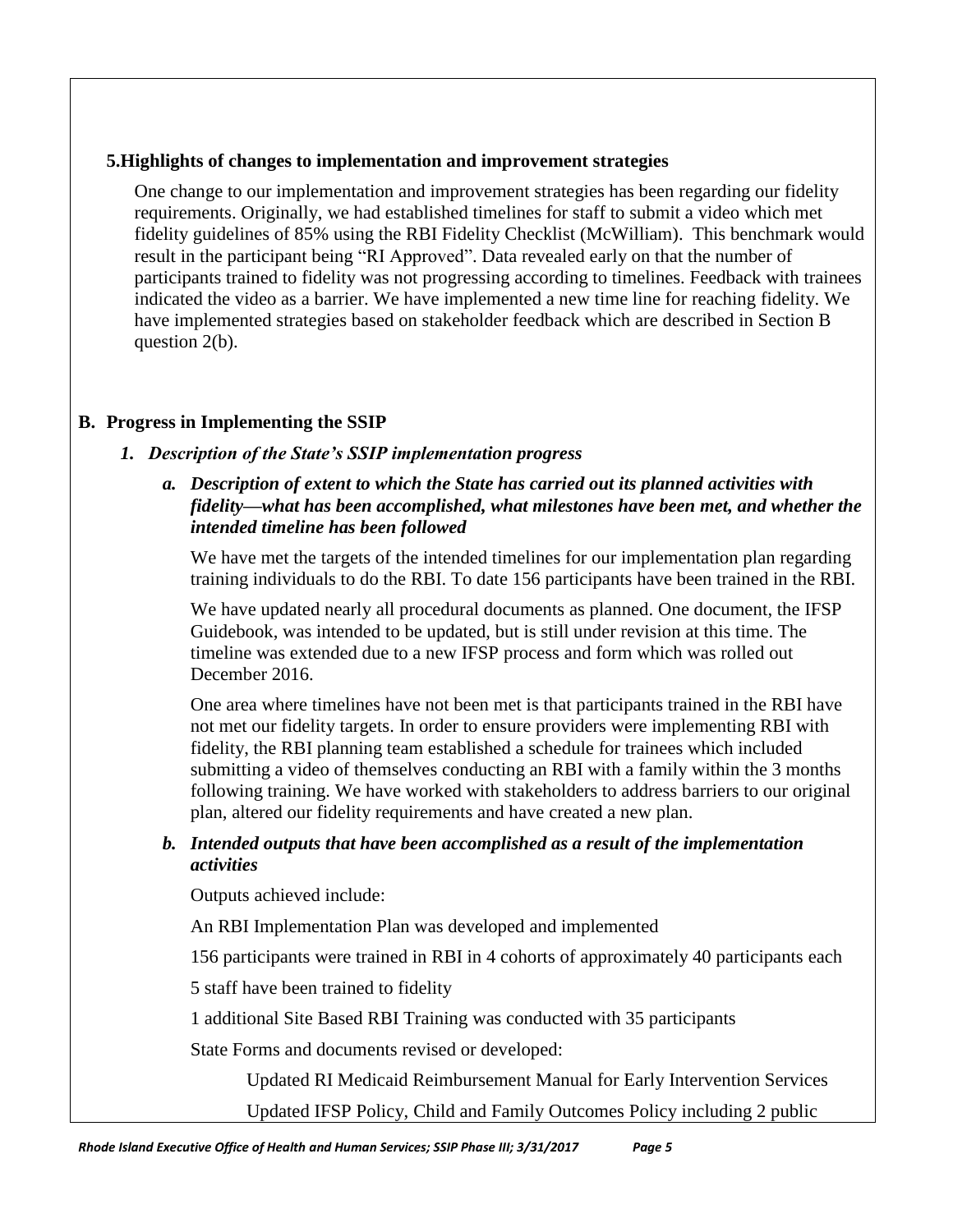### 5. Highlights of changes to implementation and improvement strategies

One change to our implementation and improvement strategies has been regarding our fidelity requirements. Originally, we had established timelines for staff to submit a video which met fidelity guidelines of 85% using the RBI Fidelity Checklist (McWilliam). This benchmark would result in the participant being "RI Approved". Data revealed early on that the number of participants trained to fidelity was not progressing according to timelines. Feedback with trainees indicated the video as a barrier. We have implemented a new time line for reaching fidelity. We have implemented strategies based on stakeholder feedback which are described in Section B question 2(b).

## B. Progress in Implementing the SSIP

### *1. Description of the State's SSIP implementation progress*

#### *a. Description of extent to which the State has carried out its planned activities with fidelity—what has been accomplished, what milestones have been met, and whether the intended timeline has been followed*

We have met the targets of the intended timelines for our implementation plan regarding training individuals to do the RBI. To date 156 participants have been trained in the RBI.

We have updated nearly all procedural documents as planned. One document, the IFSP Guidebook, was intended to be updated, but is still under revision at this time. The timeline was extended due to a new IFSP process and form which was rolled out December 2016.

One area where timelines have not been met is that participants trained in the RBI have not met our fidelity targets. In order to ensure providers were implementing RBI with fidelity, the RBI planning team established a schedule for trainees which included submitting a video of themselves conducting an RBI with a family within the 3 months following training. We have worked with stakeholders to address barriers to our original plan, altered our fidelity requirements and have created a new plan.

#### *b. Intended outputs that have been accomplished as a result of the implementation activities*

Outputs achieved include:

An RBI Implementation Plan was developed and implemented

156 participants were trained in RBI in 4 cohorts of approximately 40 participants each

5 staff have been trained to fidelity

1 additional Site Based RBI Training was conducted with 35 participants

State Forms and documents revised or developed:

Updated RI Medicaid Reimbursement Manual for Early Intervention Services

Updated IFSP Policy, Child and Family Outcomes Policy including 2 public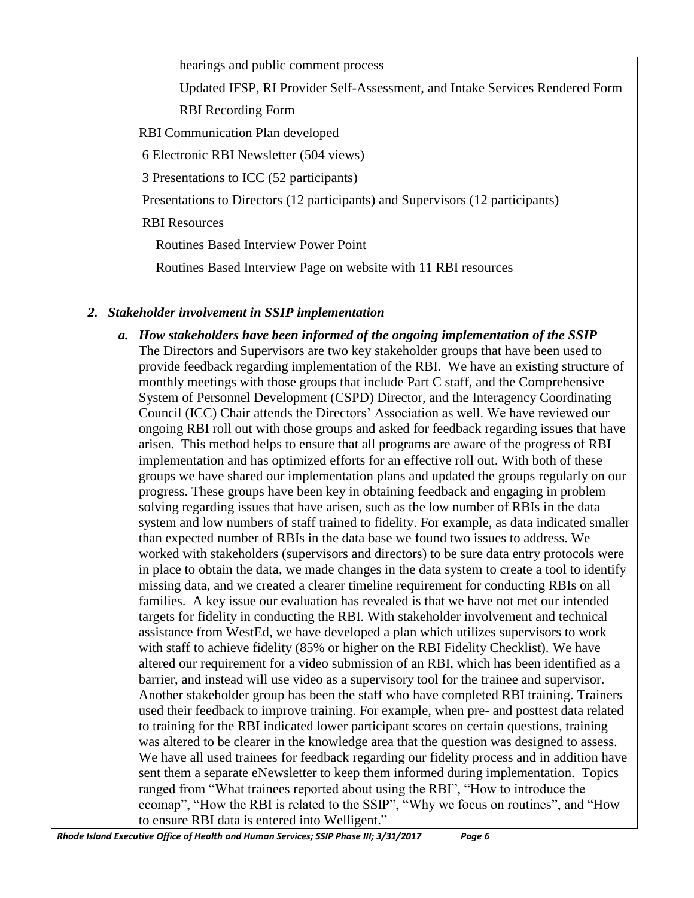- hearings and public comment process
- Updated IFSP, RI Provider Self-Assessment, and Intake Services Rendered Form
- RBI Recording Form

RBI Communication Plan developed

6 Electronic RBI Newsletter (504 views)

3 Presentations to ICC (52 participants)

Presentations to Directors (12 participants) and Supervisors (12 participants)

RBI Resources

- Routines Based Interview Power Point
- Routines Based Interview Page on website with 11 RBI resources

## *2. Stakeholder involvement in SSIP implementation*

### *a. How stakeholders have been informed of the ongoing implementation of the SSIP*

The Directors and Supervisors are two key stakeholder groups that have been used to provide feedback regarding implementation of the RBI. We have an existing structure of monthly meetings with those groups that include Part C staff, and the Comprehensive System of Personnel Development (CSPD) Director, and the Interagency Coordinating Council (ICC) Chair attends the Directors' Association as well. We have reviewed our ongoing RBI roll out with those groups and asked for feedback regarding issues that have arisen. This method helps to ensure that all programs are aware of the progress of RBI implementation and has optimized efforts for an effective roll out. With both of these groups we have shared our implementation plans and updated the groups regularly on our progress. These groups have been key in obtaining feedback and engaging in problem solving regarding issues that have arisen, such as the low number of RBIs in the data system and low numbers of staff trained to fidelity. For example, as data indicated smaller than expected number of RBIs in the data base we found two issues to address. We worked with stakeholders (supervisors and directors) to be sure data entry protocols were in place to obtain the data, we made changes in the data system to create a tool to identify missing data, and we created a clearer timeline requirement for conducting RBIs on all families. A key issue our evaluation has revealed is that we have not met our intended targets for fidelity in conducting the RBI. With stakeholder involvement and technical assistance from WestEd, we have developed a plan which utilizes supervisors to work with staff to achieve fidelity (85% or higher on the RBI Fidelity Checklist). We have altered our requirement for a video submission of an RBI, which has been identified as a barrier, and instead will use video as a supervisory tool for the trainee and supervisor. Another stakeholder group has been the staff who have completed RBI training. Trainers used their feedback to improve training. For example, when pre- and posttest data related to training for the RBI indicated lower participant scores on certain questions, training was altered to be clearer in the knowledge area that the question was designed to assess. We have all used trainees for feedback regarding our fidelity process and in addition have sent them a separate eNewsletter to keep them informed during implementation. Topics ranged from "What trainees reported about using the RBI", "How to introduce the ecomap", "How the RBI is related to the SSIP", "Why we focus on routines", and "How to ensure RBI data is entered into Welligent."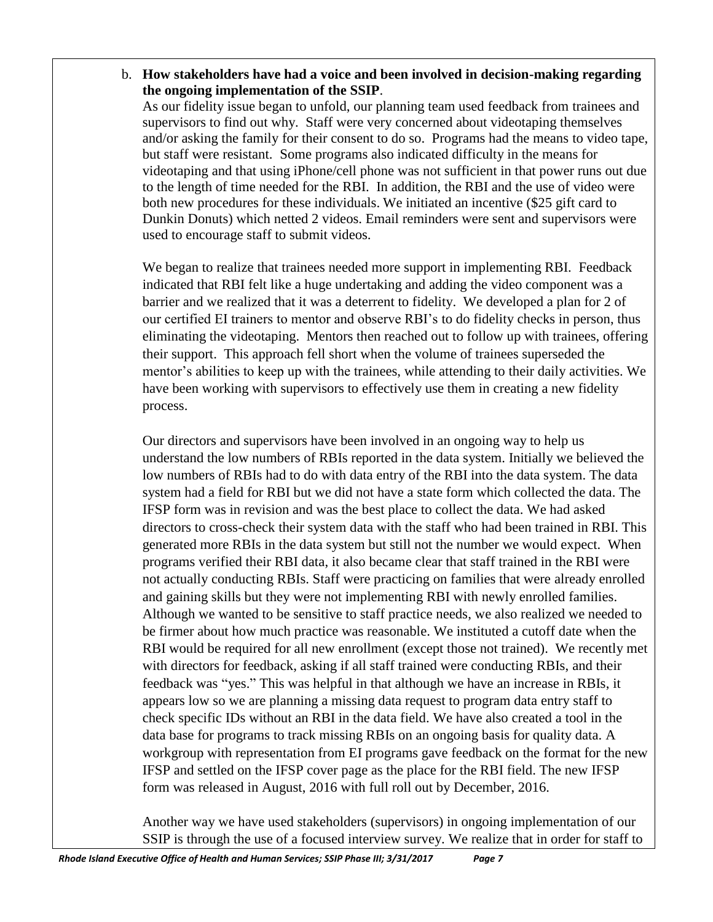b. **How stakeholders have had a voice and been involved in decision-making regarding the ongoing implementation of the SSIP**.

As our fidelity issue began to unfold, our planning team used feedback from trainees and supervisors to find out why. Staff were very concerned about videotaping themselves and/or asking the family for their consent to do so. Programs had the means to video tape, but staff were resistant. Some programs also indicated difficulty in the means for videotaping and that using iPhone/cell phone was not sufficient in that power runs out due to the length of time needed for the RBI. In addition, the RBI and the use of video were both new procedures for these individuals. We initiated an incentive ($25 gift card to Dunkin Donuts) which netted 2 videos. Email reminders were sent and supervisors were used to encourage staff to submit videos.

We began to realize that trainees needed more support in implementing RBI. Feedback indicated that RBI felt like a huge undertaking and adding the video component was a barrier and we realized that it was a deterrent to fidelity. We developed a plan for 2 of our certified EI trainers to mentor and observe RBI's to do fidelity checks in person, thus eliminating the videotaping. Mentors then reached out to follow up with trainees, offering their support. This approach fell short when the volume of trainees superseded the mentor's abilities to keep up with the trainees, while attending to their daily activities. We have been working with supervisors to effectively use them in creating a new fidelity process.

Our directors and supervisors have been involved in an ongoing way to help us understand the low numbers of RBIs reported in the data system. Initially we believed the low numbers of RBIs had to do with data entry of the RBI into the data system. The data system had a field for RBI but we did not have a state form which collected the data. The IFSP form was in revision and was the best place to collect the data. We had asked directors to cross-check their system data with the staff who had been trained in RBI. This generated more RBIs in the data system but still not the number we would expect. When programs verified their RBI data, it also became clear that staff trained in the RBI were not actually conducting RBIs. Staff were practicing on families that were already enrolled and gaining skills but they were not implementing RBI with newly enrolled families. Although we wanted to be sensitive to staff practice needs, we also realized we needed to be firmer about how much practice was reasonable. We instituted a cutoff date when the RBI would be required for all new enrollment (except those not trained). We recently met with directors for feedback, asking if all staff trained were conducting RBIs, and their feedback was "yes." This was helpful in that although we have an increase in RBIs, it appears low so we are planning a missing data request to program data entry staff to check specific IDs without an RBI in the data field. We have also created a tool in the data base for programs to track missing RBIs on an ongoing basis for quality data. A workgroup with representation from EI programs gave feedback on the format for the new IFSP and settled on the IFSP cover page as the place for the RBI field. The new IFSP form was released in August, 2016 with full roll out by December, 2016.

Another way we have used stakeholders (supervisors) in ongoing implementation of our SSIP is through the use of a focused interview survey. We realize that in order for staff to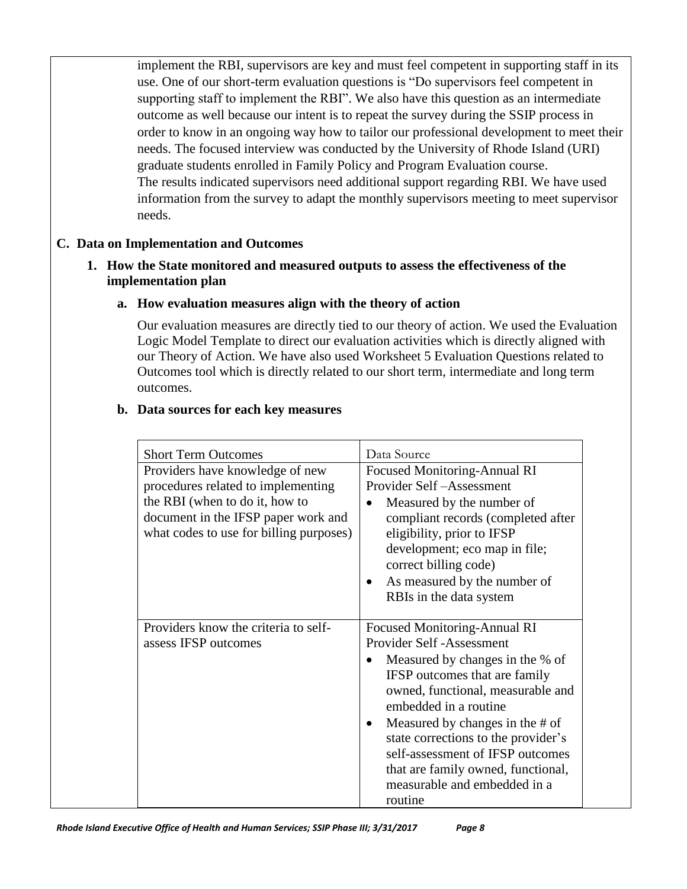implement the RBI, supervisors are key and must feel competent in supporting staff in its use. One of our short-term evaluation questions is "Do supervisors feel competent in supporting staff to implement the RBI". We also have this question as an intermediate outcome as well because our intent is to repeat the survey during the SSIP process in order to know in an ongoing way how to tailor our professional development to meet their needs. The focused interview was conducted by the University of Rhode Island (URI) graduate students enrolled in Family Policy and Program Evaluation course.
The results indicated supervisors need additional support regarding RBI. We have used information from the survey to adapt the monthly supervisors meeting to meet supervisor needs.

## C. Data on Implementation and Outcomes

### 1. How the State monitored and measured outputs to assess the effectiveness of the implementation plan

#### a. How evaluation measures align with the theory of action

Our evaluation measures are directly tied to our theory of action. We used the Evaluation Logic Model Template to direct our evaluation activities which is directly aligned with our Theory of Action. We have also used Worksheet 5 Evaluation Questions related to Outcomes tool which is directly related to our short term, intermediate and long term outcomes.

#### b. Data sources for each key measures

| Short Term Outcomes | Data Source |
|---|---|
| Providers have knowledge of new procedures related to implementing the RBI (when to do it, how to document in the IFSP paper work and what codes to use for billing purposes) | Focused Monitoring-Annual RI Provider Self –Assessment<br>• Measured by the number of compliant records (completed after eligibility, prior to IFSP development; eco map in file; correct billing code)<br>• As measured by the number of RBIs in the data system |
| Providers know the criteria to self-assess IFSP outcomes | Focused Monitoring-Annual RI Provider Self -Assessment<br>• Measured by changes in the % of IFSP outcomes that are family owned, functional, measurable and embedded in a routine<br>• Measured by changes in the # of state corrections to the provider's self-assessment of IFSP outcomes that are family owned, functional, measurable and embedded in a routine |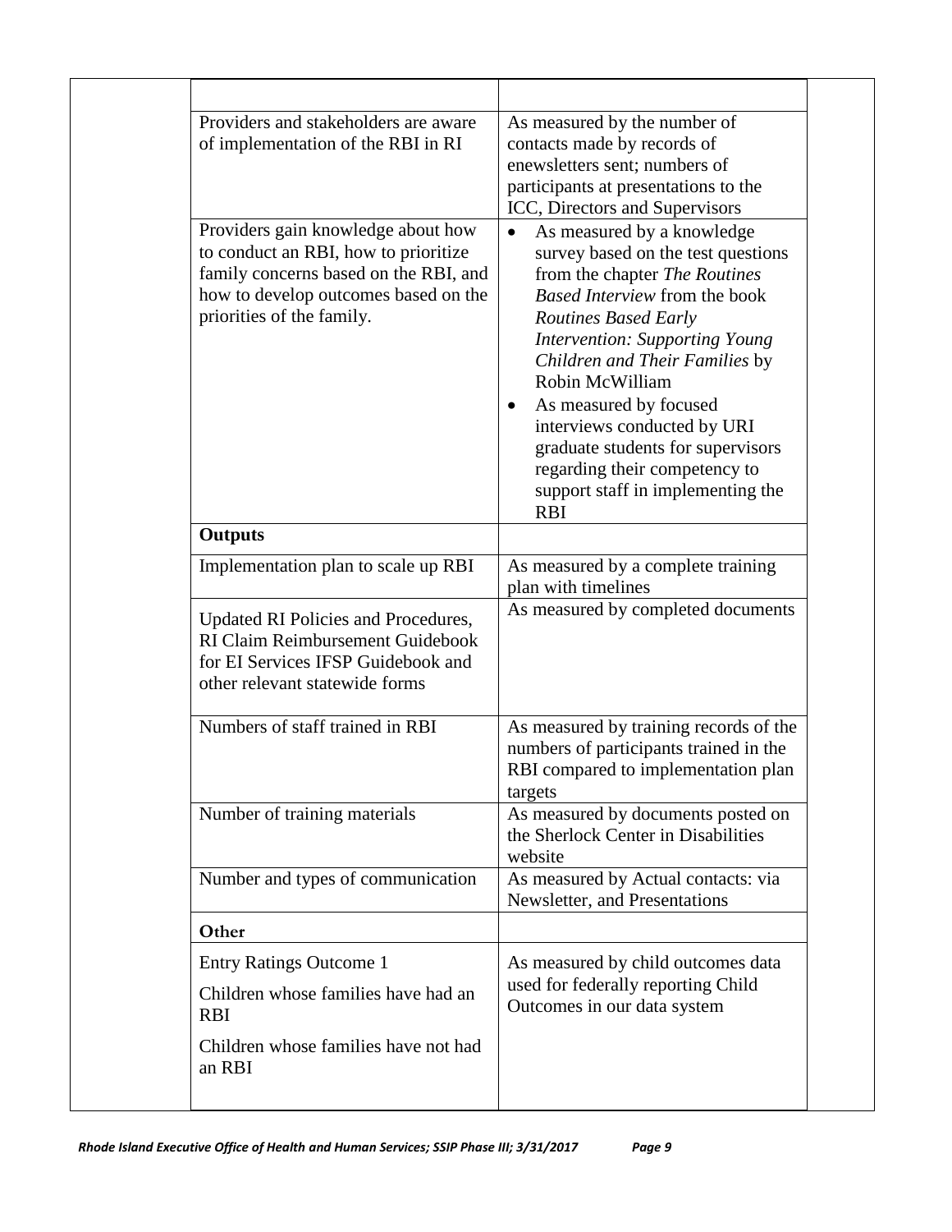| | |
|---|---|
| Providers and stakeholders are aware of implementation of the RBI in RI | As measured by the number of contacts made by records of enewsletters sent; numbers of participants at presentations to the ICC, Directors and Supervisors |
| Providers gain knowledge about how to conduct an RBI, how to prioritize family concerns based on the RBI, and how to develop outcomes based on the priorities of the family. | • As measured by a knowledge survey based on the test questions from the chapter *The Routines Based Interview* from the book *Routines Based Early Intervention: Supporting Young Children and Their Families* by Robin McWilliam<br>• As measured by focused interviews conducted by URI graduate students for supervisors regarding their competency to support staff in implementing the RBI |
| **Outputs** | |
| Implementation plan to scale up RBI | As measured by a complete training plan with timelines |
| Updated RI Policies and Procedures, RI Claim Reimbursement Guidebook for EI Services IFSP Guidebook and other relevant statewide forms | As measured by completed documents |
| Numbers of staff trained in RBI | As measured by training records of the numbers of participants trained in the RBI compared to implementation plan targets |
| Number of training materials | As measured by documents posted on the Sherlock Center in Disabilities website |
| Number and types of communication | As measured by Actual contacts: via Newsletter, and Presentations |
| **Other** | |
| Entry Ratings Outcome 1<br>Children whose families have had an RBI<br>Children whose families have not had an RBI | As measured by child outcomes data used for federally reporting Child Outcomes in our data system |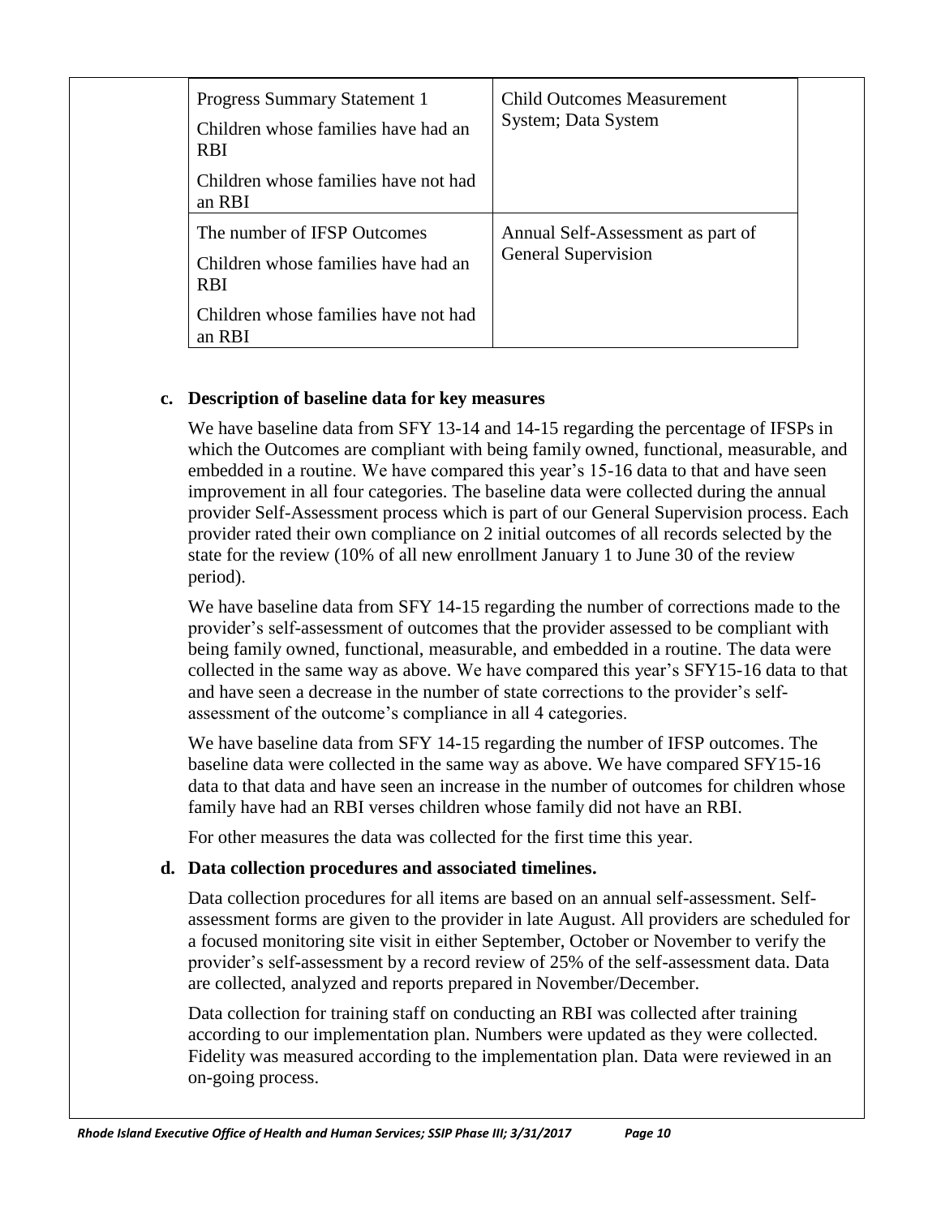| | |
|---|---|
| Progress Summary Statement 1<br>Children whose families have had an RBI<br>Children whose families have not had an RBI | Child Outcomes Measurement System; Data System |
| The number of IFSP Outcomes<br>Children whose families have had an RBI<br>Children whose families have not had an RBI | Annual Self-Assessment as part of General Supervision |

**c. Description of baseline data for key measures**

We have baseline data from SFY 13-14 and 14-15 regarding the percentage of IFSPs in which the Outcomes are compliant with being family owned, functional, measurable, and embedded in a routine. We have compared this year's 15-16 data to that and have seen improvement in all four categories. The baseline data were collected during the annual provider Self-Assessment process which is part of our General Supervision process. Each provider rated their own compliance on 2 initial outcomes of all records selected by the state for the review (10% of all new enrollment January 1 to June 30 of the review period).

We have baseline data from SFY 14-15 regarding the number of corrections made to the provider's self-assessment of outcomes that the provider assessed to be compliant with being family owned, functional, measurable, and embedded in a routine. The data were collected in the same way as above. We have compared this year's SFY15-16 data to that and have seen a decrease in the number of state corrections to the provider's self-assessment of the outcome's compliance in all 4 categories.

We have baseline data from SFY 14-15 regarding the number of IFSP outcomes. The baseline data were collected in the same way as above. We have compared SFY15-16 data to that data and have seen an increase in the number of outcomes for children whose family have had an RBI verses children whose family did not have an RBI.

For other measures the data was collected for the first time this year.

**d. Data collection procedures and associated timelines.**

Data collection procedures for all items are based on an annual self-assessment. Self-assessment forms are given to the provider in late August. All providers are scheduled for a focused monitoring site visit in either September, October or November to verify the provider's self-assessment by a record review of 25% of the self-assessment data. Data are collected, analyzed and reports prepared in November/December.

Data collection for training staff on conducting an RBI was collected after training according to our implementation plan. Numbers were updated as they were collected. Fidelity was measured according to the implementation plan. Data were reviewed in an on-going process.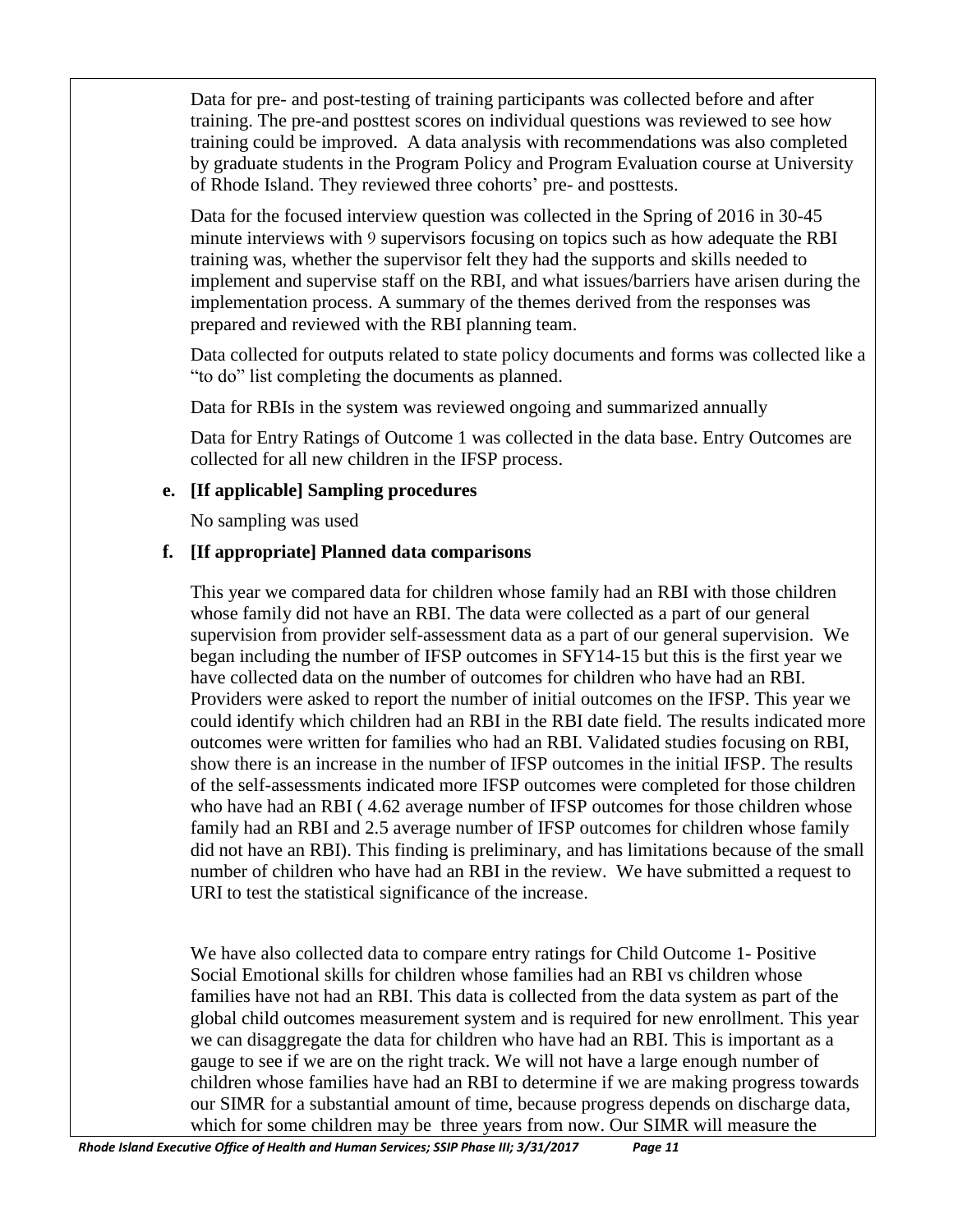Data for pre- and post-testing of training participants was collected before and after training. The pre-and posttest scores on individual questions was reviewed to see how training could be improved. A data analysis with recommendations was also completed by graduate students in the Program Policy and Program Evaluation course at University of Rhode Island. They reviewed three cohorts' pre- and posttests.

Data for the focused interview question was collected in the Spring of 2016 in 30-45 minute interviews with 9 supervisors focusing on topics such as how adequate the RBI training was, whether the supervisor felt they had the supports and skills needed to implement and supervise staff on the RBI, and what issues/barriers have arisen during the implementation process. A summary of the themes derived from the responses was prepared and reviewed with the RBI planning team.

Data collected for outputs related to state policy documents and forms was collected like a "to do" list completing the documents as planned.

Data for RBIs in the system was reviewed ongoing and summarized annually

Data for Entry Ratings of Outcome 1 was collected in the data base. Entry Outcomes are collected for all new children in the IFSP process.

**e. [If applicable] Sampling procedures**

No sampling was used

**f. [If appropriate] Planned data comparisons**

This year we compared data for children whose family had an RBI with those children whose family did not have an RBI. The data were collected as a part of our general supervision from provider self-assessment data as a part of our general supervision. We began including the number of IFSP outcomes in SFY14-15 but this is the first year we have collected data on the number of outcomes for children who have had an RBI. Providers were asked to report the number of initial outcomes on the IFSP. This year we could identify which children had an RBI in the RBI date field. The results indicated more outcomes were written for families who had an RBI. Validated studies focusing on RBI, show there is an increase in the number of IFSP outcomes in the initial IFSP. The results of the self-assessments indicated more IFSP outcomes were completed for those children who have had an RBI ( 4.62 average number of IFSP outcomes for those children whose family had an RBI and 2.5 average number of IFSP outcomes for children whose family did not have an RBI). This finding is preliminary, and has limitations because of the small number of children who have had an RBI in the review. We have submitted a request to URI to test the statistical significance of the increase.

We have also collected data to compare entry ratings for Child Outcome 1- Positive Social Emotional skills for children whose families had an RBI vs children whose families have not had an RBI. This data is collected from the data system as part of the global child outcomes measurement system and is required for new enrollment. This year we can disaggregate the data for children who have had an RBI. This is important as a gauge to see if we are on the right track. We will not have a large enough number of children whose families have had an RBI to determine if we are making progress towards our SIMR for a substantial amount of time, because progress depends on discharge data, which for some children may be three years from now. Our SIMR will measure the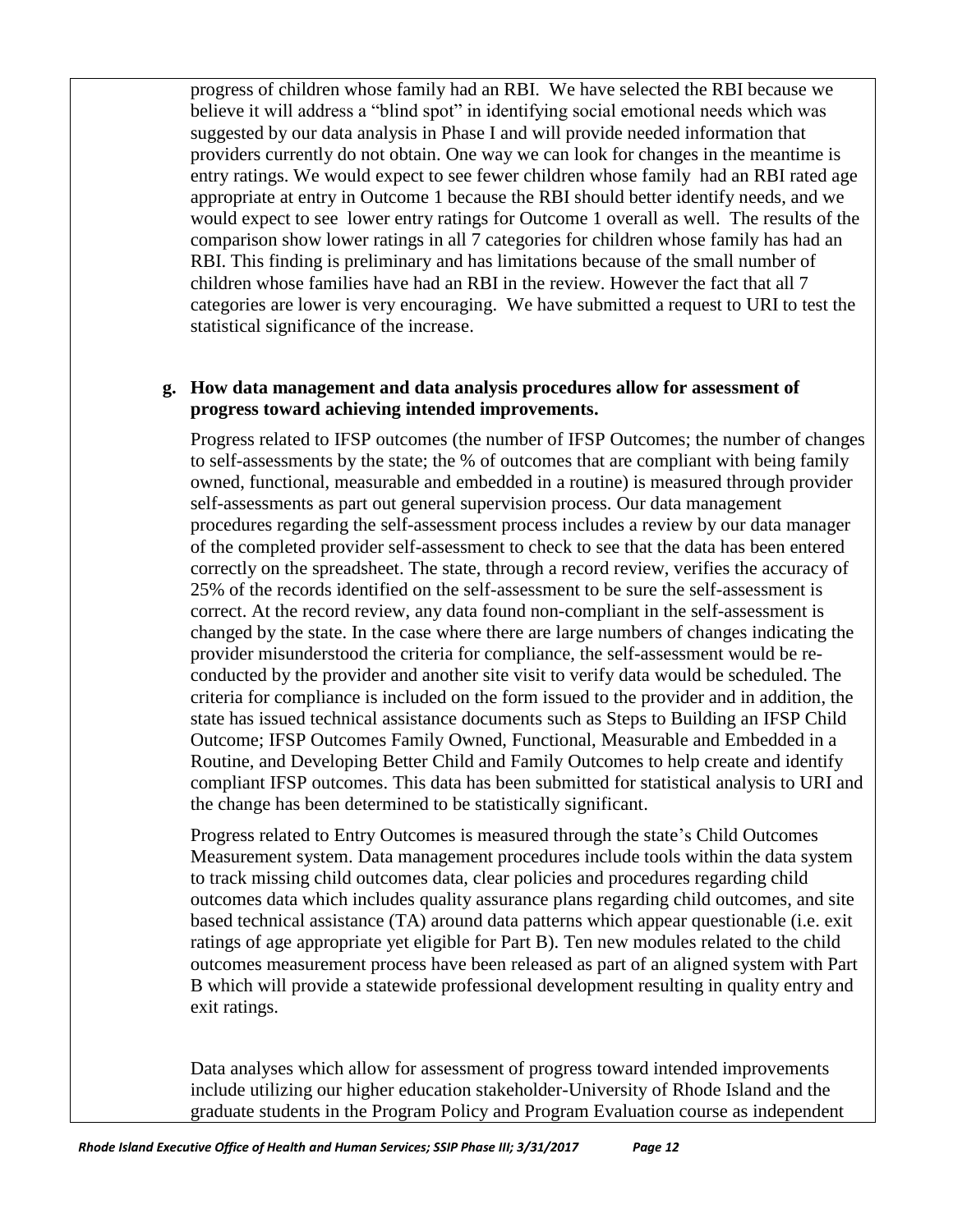progress of children whose family had an RBI. We have selected the RBI because we believe it will address a "blind spot" in identifying social emotional needs which was suggested by our data analysis in Phase I and will provide needed information that providers currently do not obtain. One way we can look for changes in the meantime is entry ratings. We would expect to see fewer children whose family had an RBI rated age appropriate at entry in Outcome 1 because the RBI should better identify needs, and we would expect to see lower entry ratings for Outcome 1 overall as well. The results of the comparison show lower ratings in all 7 categories for children whose family has had an RBI. This finding is preliminary and has limitations because of the small number of children whose families have had an RBI in the review. However the fact that all 7 categories are lower is very encouraging. We have submitted a request to URI to test the statistical significance of the increase.

**g. How data management and data analysis procedures allow for assessment of progress toward achieving intended improvements.**

Progress related to IFSP outcomes (the number of IFSP Outcomes; the number of changes to self-assessments by the state; the % of outcomes that are compliant with being family owned, functional, measurable and embedded in a routine) is measured through provider self-assessments as part out general supervision process. Our data management procedures regarding the self-assessment process includes a review by our data manager of the completed provider self-assessment to check to see that the data has been entered correctly on the spreadsheet. The state, through a record review, verifies the accuracy of 25% of the records identified on the self-assessment to be sure the self-assessment is correct. At the record review, any data found non-compliant in the self-assessment is changed by the state. In the case where there are large numbers of changes indicating the provider misunderstood the criteria for compliance, the self-assessment would be re-conducted by the provider and another site visit to verify data would be scheduled. The criteria for compliance is included on the form issued to the provider and in addition, the state has issued technical assistance documents such as Steps to Building an IFSP Child Outcome; IFSP Outcomes Family Owned, Functional, Measurable and Embedded in a Routine, and Developing Better Child and Family Outcomes to help create and identify compliant IFSP outcomes. This data has been submitted for statistical analysis to URI and the change has been determined to be statistically significant.

Progress related to Entry Outcomes is measured through the state's Child Outcomes Measurement system. Data management procedures include tools within the data system to track missing child outcomes data, clear policies and procedures regarding child outcomes data which includes quality assurance plans regarding child outcomes, and site based technical assistance (TA) around data patterns which appear questionable (i.e. exit ratings of age appropriate yet eligible for Part B). Ten new modules related to the child outcomes measurement process have been released as part of an aligned system with Part B which will provide a statewide professional development resulting in quality entry and exit ratings.

Data analyses which allow for assessment of progress toward intended improvements include utilizing our higher education stakeholder-University of Rhode Island and the graduate students in the Program Policy and Program Evaluation course as independent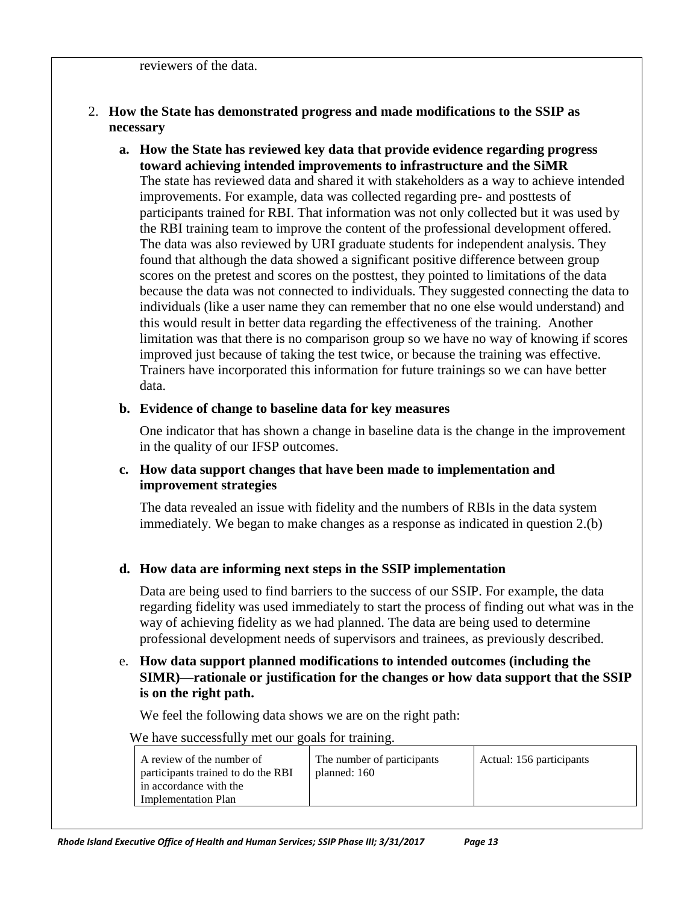reviewers of the data.

2. **How the State has demonstrated progress and made modifications to the SSIP as necessary**

   a. **How the State has reviewed key data that provide evidence regarding progress toward achieving intended improvements to infrastructure and the SiMR**
   The state has reviewed data and shared it with stakeholders as a way to achieve intended improvements. For example, data was collected regarding pre- and posttests of participants trained for RBI. That information was not only collected but it was used by the RBI training team to improve the content of the professional development offered. The data was also reviewed by URI graduate students for independent analysis. They found that although the data showed a significant positive difference between group scores on the pretest and scores on the posttest, they pointed to limitations of the data because the data was not connected to individuals. They suggested connecting the data to individuals (like a user name they can remember that no one else would understand) and this would result in better data regarding the effectiveness of the training. Another limitation was that there is no comparison group so we have no way of knowing if scores improved just because of taking the test twice, or because the training was effective. Trainers have incorporated this information for future trainings so we can have better data.

   b. **Evidence of change to baseline data for key measures**

   One indicator that has shown a change in baseline data is the change in the improvement in the quality of our IFSP outcomes.

   c. **How data support changes that have been made to implementation and improvement strategies**

   The data revealed an issue with fidelity and the numbers of RBIs in the data system immediately. We began to make changes as a response as indicated in question 2.(b)

   d. **How data are informing next steps in the SSIP implementation**

   Data are being used to find barriers to the success of our SSIP. For example, the data regarding fidelity was used immediately to start the process of finding out what was in the way of achieving fidelity as we had planned. The data are being used to determine professional development needs of supervisors and trainees, as previously described.

   e. **How data support planned modifications to intended outcomes (including the SIMR)—rationale or justification for the changes or how data support that the SSIP is on the right path.**

   We feel the following data shows we are on the right path:

   We have successfully met our goals for training.

| A review of the number of participants trained to do the RBI in accordance with the Implementation Plan | The number of participants planned: 160 | Actual: 156 participants |
|---|---|---|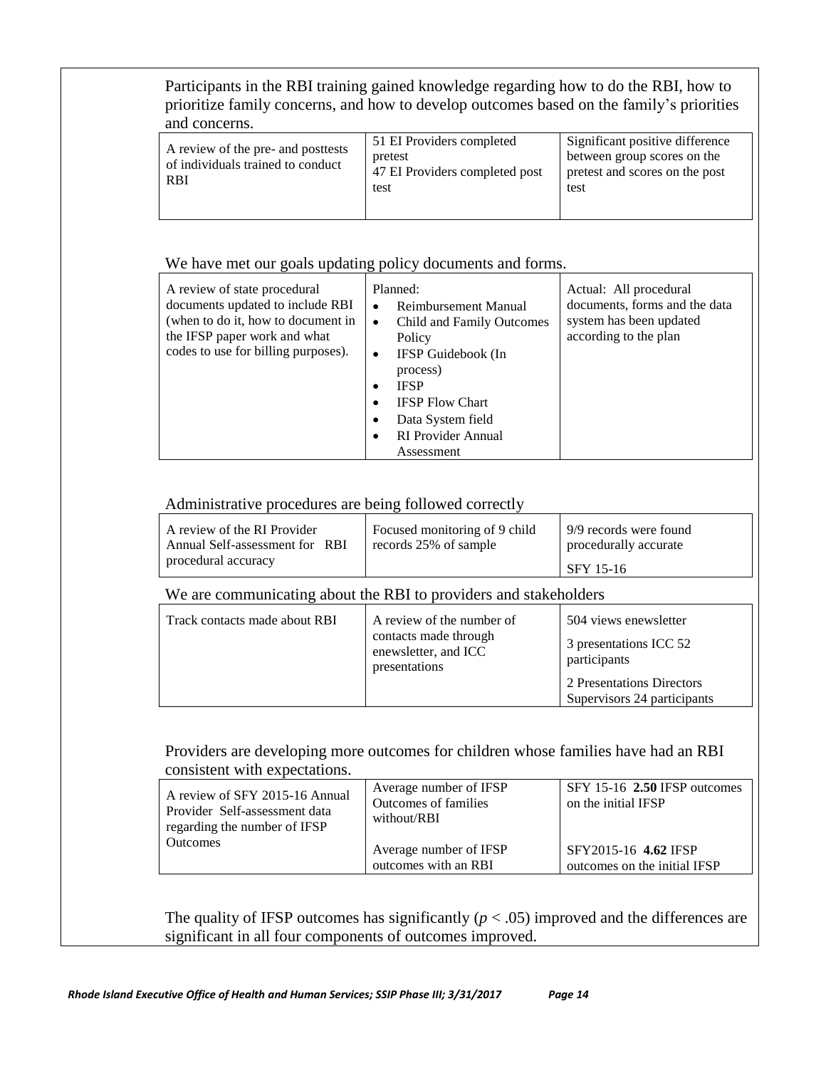Participants in the RBI training gained knowledge regarding how to do the RBI, how to prioritize family concerns, and how to develop outcomes based on the family's priorities and concerns.

| | | |
|---|---|---|
| A review of the pre- and posttests of individuals trained to conduct RBI | 51 EI Providers completed pretest<br>47 EI Providers completed post test | Significant positive difference between group scores on the pretest and scores on the post test |

We have met our goals updating policy documents and forms.

| | | |
|---|---|---|
| A review of state procedural documents updated to include RBI (when to do it, how to document in the IFSP paper work and what codes to use for billing purposes). | Planned:<br>• Reimbursement Manual<br>• Child and Family Outcomes Policy<br>• IFSP Guidebook (In process)<br>• IFSP<br>• IFSP Flow Chart<br>• Data System field<br>• RI Provider Annual Assessment | Actual: All procedural documents, forms and the data system has been updated according to the plan |

Administrative procedures are being followed correctly

| | | |
|---|---|---|
| A review of the RI Provider Annual Self-assessment for RBI procedural accuracy | Focused monitoring of 9 child records 25% of sample | 9/9 records were found procedurally accurate<br>SFY 15-16 |

We are communicating about the RBI to providers and stakeholders

| | | |
|---|---|---|
| Track contacts made about RBI | A review of the number of contacts made through enewsletter, and ICC presentations | 504 views enewsletter<br>3 presentations ICC 52 participants<br>2 Presentations Directors Supervisors 24 participants |

Providers are developing more outcomes for children whose families have had an RBI consistent with expectations.

| | | |
|---|---|---|
| A review of SFY 2015-16 Annual Provider Self-assessment data regarding the number of IFSP Outcomes | Average number of IFSP Outcomes of families without/RBI<br><br>Average number of IFSP outcomes with an RBI | SFY 15-16 **2.50** IFSP outcomes on the initial IFSP<br><br>SFY2015-16 **4.62** IFSP outcomes on the initial IFSP |

The quality of IFSP outcomes has significantly ($p < .05$) improved and the differences are significant in all four components of outcomes improved.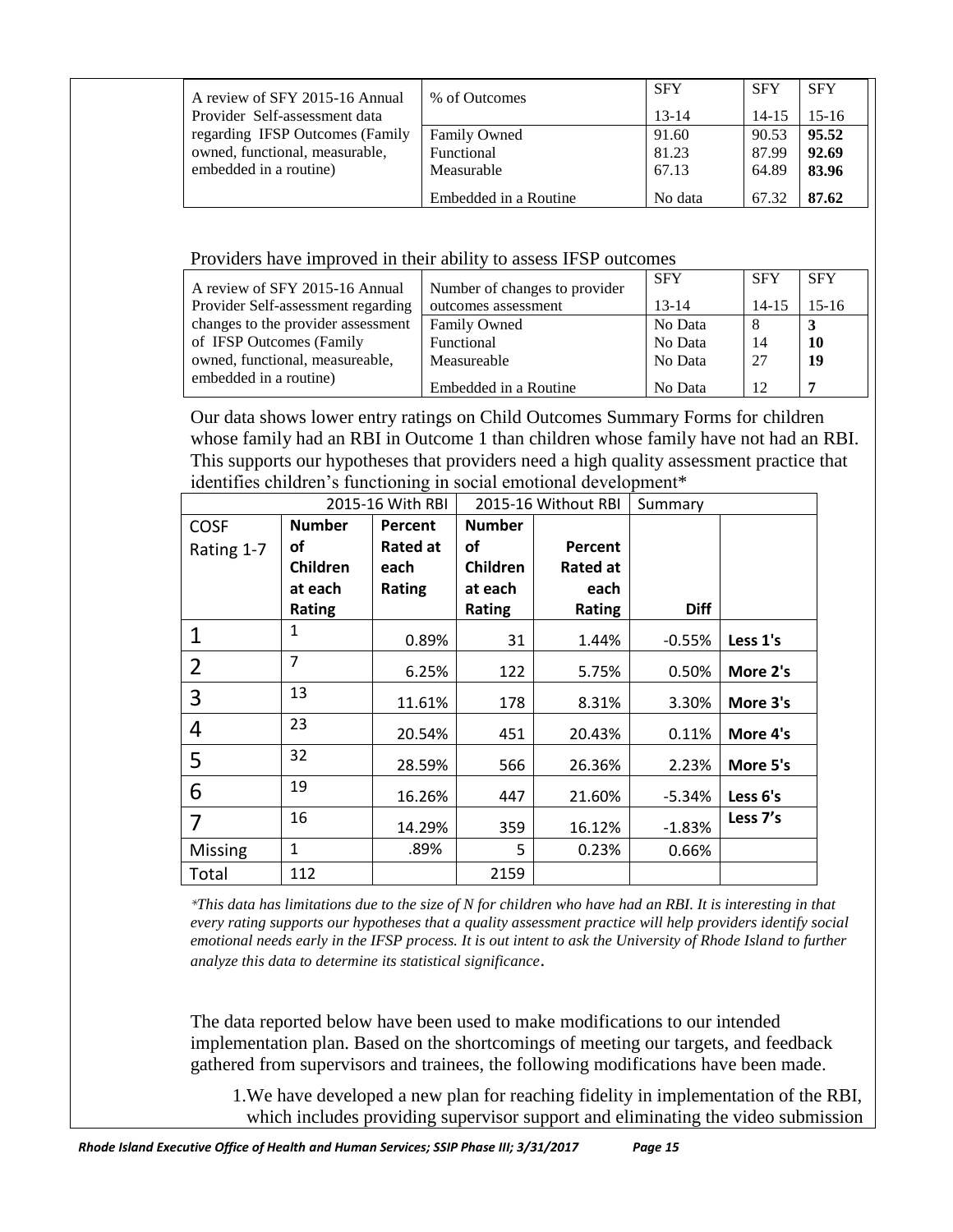| A review of SFY 2015-16 Annual Provider Self-assessment data regarding IFSP Outcomes (Family owned, functional, measurable, embedded in a routine) | % of Outcomes | SFY 13-14 | SFY 14-15 | SFY 15-16 |
|---|---|---|---|---|
| | Family Owned | 91.60 | 90.53 | **95.52** |
| | Functional | 81.23 | 87.99 | **92.69** |
| | Measurable | 67.13 | 64.89 | **83.96** |
| | Embedded in a Routine | No data | 67.32 | **87.62** |

Providers have improved in their ability to assess IFSP outcomes

| A review of SFY 2015-16 Annual Provider Self-assessment regarding changes to the provider assessment of IFSP Outcomes (Family owned, functional, measureable, embedded in a routine) | Number of changes to provider outcomes assessment | SFY 13-14 | SFY 14-15 | SFY 15-16 |
|---|---|---|---|---|
| | Family Owned | No Data | 8 | **3** |
| | Functional | No Data | 14 | **10** |
| | Measureable | No Data | 27 | **19** |
| | Embedded in a Routine | No Data | 12 | **7** |

Our data shows lower entry ratings on Child Outcomes Summary Forms for children whose family had an RBI in Outcome 1 than children whose family have not had an RBI. This supports our hypotheses that providers need a high quality assessment practice that identifies children's functioning in social emotional development*

| | 2015-16 With RBI | | 2015-16 Without RBI | | Summary | |
|---|---|---|---|---|---|---|
| **COSF Rating 1-7** | **Number of Children at each Rating** | **Percent Rated at each Rating** | **Number of Children at each Rating** | **Percent Rated at each Rating** | **Diff** | |
| 1 | 1 | 0.89% | 31 | 1.44% | -0.55% | **Less 1's** |
| 2 | 7 | 6.25% | 122 | 5.75% | 0.50% | **More 2's** |
| 3 | 13 | 11.61% | 178 | 8.31% | 3.30% | **More 3's** |
| 4 | 23 | 20.54% | 451 | 20.43% | 0.11% | **More 4's** |
| 5 | 32 | 28.59% | 566 | 26.36% | 2.23% | **More 5's** |
| 6 | 19 | 16.26% | 447 | 21.60% | -5.34% | **Less 6's** |
| 7 | 16 | 14.29% | 359 | 16.12% | -1.83% | **Less 7's** |
| Missing | 1 | .89% | 5 | 0.23% | 0.66% | |
| Total | 112 | | 2159 | | | |

*\*This data has limitations due to the size of N for children who have had an RBI. It is interesting in that every rating supports our hypotheses that a quality assessment practice will help providers identify social emotional needs early in the IFSP process. It is out intent to ask the University of Rhode Island to further analyze this data to determine its statistical significance.*

The data reported below have been used to make modifications to our intended implementation plan. Based on the shortcomings of meeting our targets, and feedback gathered from supervisors and trainees, the following modifications have been made.

1. We have developed a new plan for reaching fidelity in implementation of the RBI, which includes providing supervisor support and eliminating the video submission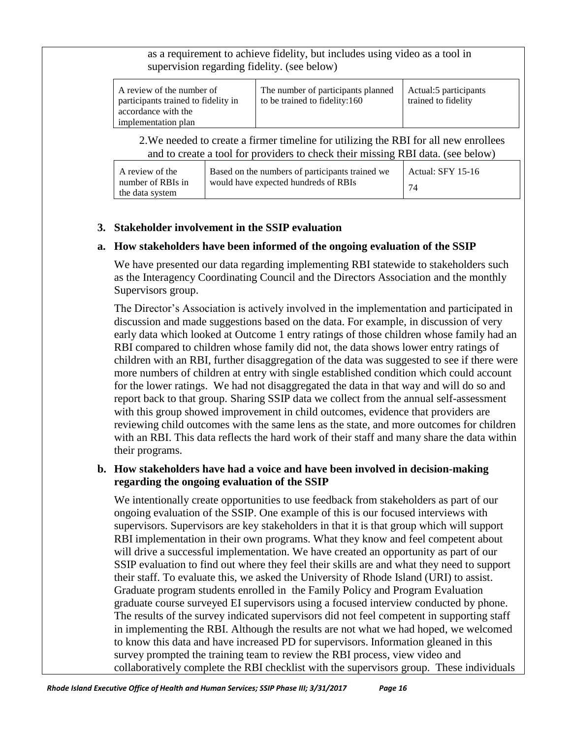as a requirement to achieve fidelity, but includes using video as a tool in supervision regarding fidelity. (see below)

| A review of the number of participants trained to fidelity in accordance with the implementation plan | The number of participants planned to be trained to fidelity:160 | Actual:5 participants trained to fidelity |
|---|---|---|

2.We needed to create a firmer timeline for utilizing the RBI for all new enrollees and to create a tool for providers to check their missing RBI data. (see below)

| A review of the number of RBIs in the data system | Based on the numbers of participants trained we would have expected hundreds of RBIs | Actual: SFY 15-16<br>74 |
|---|---|---|

**3. Stakeholder involvement in the SSIP evaluation**

**a. How stakeholders have been informed of the ongoing evaluation of the SSIP**

We have presented our data regarding implementing RBI statewide to stakeholders such as the Interagency Coordinating Council and the Directors Association and the monthly Supervisors group.

The Director's Association is actively involved in the implementation and participated in discussion and made suggestions based on the data. For example, in discussion of very early data which looked at Outcome 1 entry ratings of those children whose family had an RBI compared to children whose family did not, the data shows lower entry ratings of children with an RBI, further disaggregation of the data was suggested to see if there were more numbers of children at entry with single established condition which could account for the lower ratings. We had not disaggregated the data in that way and will do so and report back to that group. Sharing SSIP data we collect from the annual self-assessment with this group showed improvement in child outcomes, evidence that providers are reviewing child outcomes with the same lens as the state, and more outcomes for children with an RBI. This data reflects the hard work of their staff and many share the data within their programs.

**b. How stakeholders have had a voice and have been involved in decision-making regarding the ongoing evaluation of the SSIP**

We intentionally create opportunities to use feedback from stakeholders as part of our ongoing evaluation of the SSIP. One example of this is our focused interviews with supervisors. Supervisors are key stakeholders in that it is that group which will support RBI implementation in their own programs. What they know and feel competent about will drive a successful implementation. We have created an opportunity as part of our SSIP evaluation to find out where they feel their skills are and what they need to support their staff. To evaluate this, we asked the University of Rhode Island (URI) to assist. Graduate program students enrolled in the Family Policy and Program Evaluation graduate course surveyed EI supervisors using a focused interview conducted by phone. The results of the survey indicated supervisors did not feel competent in supporting staff in implementing the RBI. Although the results are not what we had hoped, we welcomed to know this data and have increased PD for supervisors. Information gleaned in this survey prompted the training team to review the RBI process, view video and collaboratively complete the RBI checklist with the supervisors group. These individuals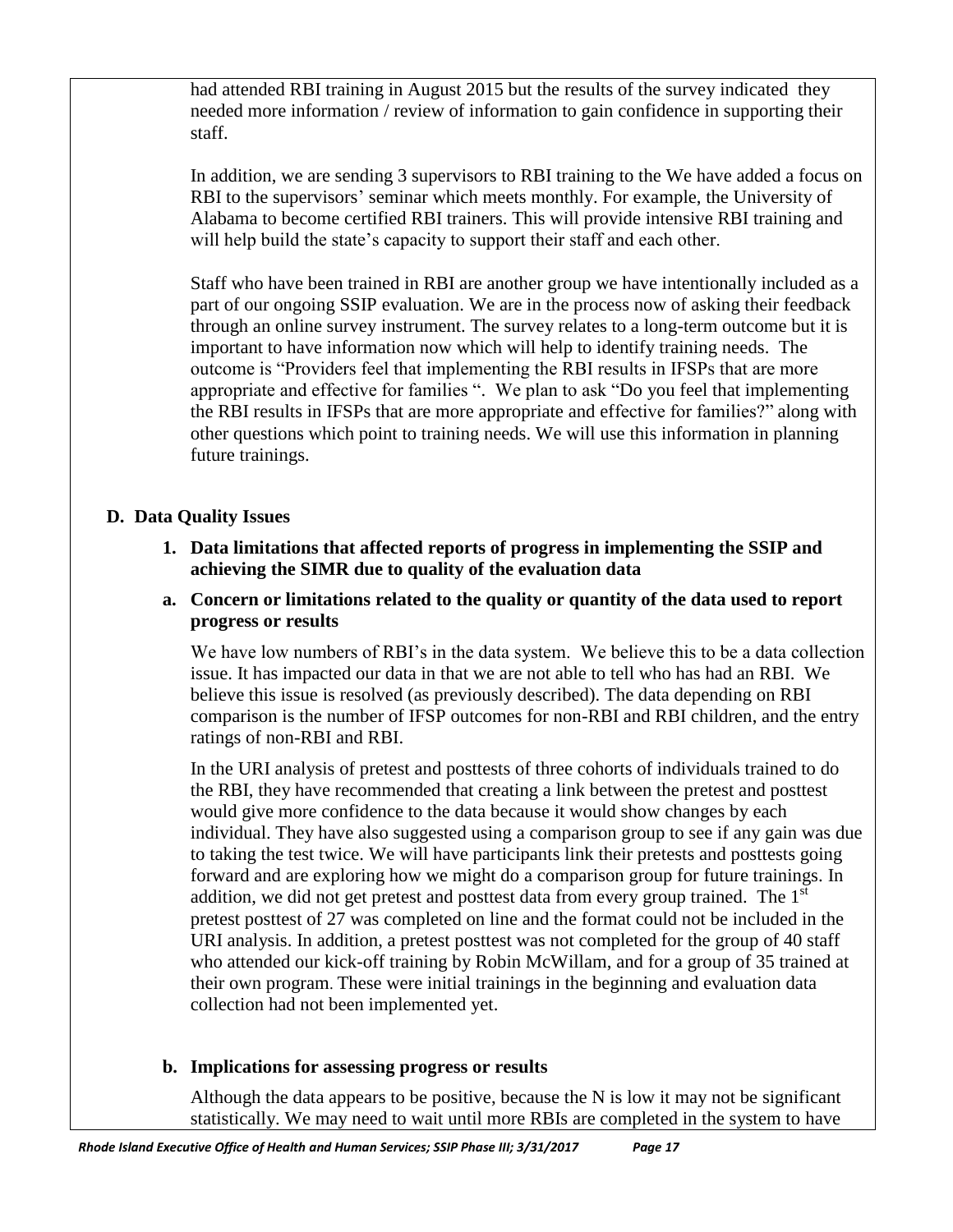had attended RBI training in August 2015 but the results of the survey indicated they needed more information / review of information to gain confidence in supporting their staff.

In addition, we are sending 3 supervisors to RBI training to the We have added a focus on RBI to the supervisors' seminar which meets monthly. For example, the University of Alabama to become certified RBI trainers. This will provide intensive RBI training and will help build the state's capacity to support their staff and each other.

Staff who have been trained in RBI are another group we have intentionally included as a part of our ongoing SSIP evaluation. We are in the process now of asking their feedback through an online survey instrument. The survey relates to a long-term outcome but it is important to have information now which will help to identify training needs. The outcome is "Providers feel that implementing the RBI results in IFSPs that are more appropriate and effective for families ". We plan to ask "Do you feel that implementing the RBI results in IFSPs that are more appropriate and effective for families?" along with other questions which point to training needs. We will use this information in planning future trainings.

## D. Data Quality Issues

### 1. Data limitations that affected reports of progress in implementing the SSIP and achieving the SIMR due to quality of the evaluation data

#### a. Concern or limitations related to the quality or quantity of the data used to report progress or results

We have low numbers of RBI's in the data system. We believe this to be a data collection issue. It has impacted our data in that we are not able to tell who has had an RBI. We believe this issue is resolved (as previously described). The data depending on RBI comparison is the number of IFSP outcomes for non-RBI and RBI children, and the entry ratings of non-RBI and RBI.

In the URI analysis of pretest and posttests of three cohorts of individuals trained to do the RBI, they have recommended that creating a link between the pretest and posttest would give more confidence to the data because it would show changes by each individual. They have also suggested using a comparison group to see if any gain was due to taking the test twice. We will have participants link their pretests and posttests going forward and are exploring how we might do a comparison group for future trainings. In addition, we did not get pretest and posttest data from every group trained. The 1st pretest posttest of 27 was completed on line and the format could not be included in the URI analysis. In addition, a pretest posttest was not completed for the group of 40 staff who attended our kick-off training by Robin McWillam, and for a group of 35 trained at their own program. These were initial trainings in the beginning and evaluation data collection had not been implemented yet.

#### b. Implications for assessing progress or results

Although the data appears to be positive, because the N is low it may not be significant statistically. We may need to wait until more RBIs are completed in the system to have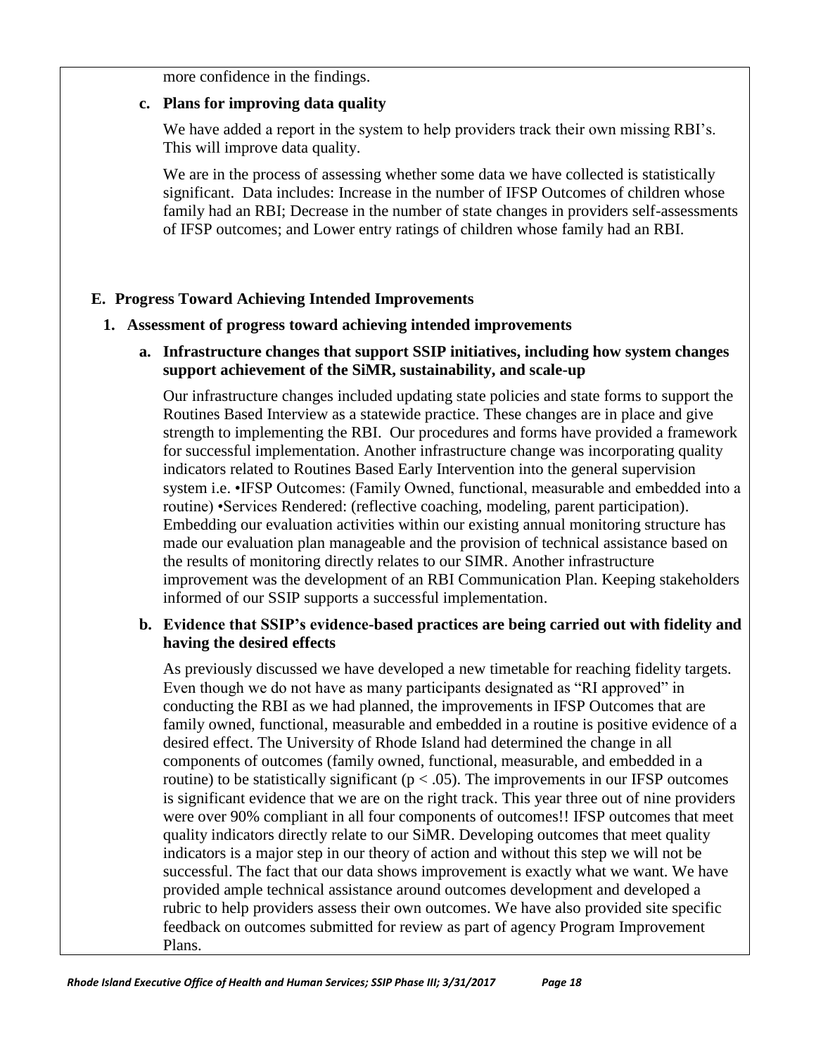more confidence in the findings.

**c. Plans for improving data quality**

We have added a report in the system to help providers track their own missing RBI's. This will improve data quality.

We are in the process of assessing whether some data we have collected is statistically significant. Data includes: Increase in the number of IFSP Outcomes of children whose family had an RBI; Decrease in the number of state changes in providers self-assessments of IFSP outcomes; and Lower entry ratings of children whose family had an RBI.

## E. Progress Toward Achieving Intended Improvements

### 1. Assessment of progress toward achieving intended improvements

**a. Infrastructure changes that support SSIP initiatives, including how system changes support achievement of the SiMR, sustainability, and scale-up**

Our infrastructure changes included updating state policies and state forms to support the Routines Based Interview as a statewide practice. These changes are in place and give strength to implementing the RBI. Our procedures and forms have provided a framework for successful implementation. Another infrastructure change was incorporating quality indicators related to Routines Based Early Intervention into the general supervision system i.e. •IFSP Outcomes: (Family Owned, functional, measurable and embedded into a routine) •Services Rendered: (reflective coaching, modeling, parent participation). Embedding our evaluation activities within our existing annual monitoring structure has made our evaluation plan manageable and the provision of technical assistance based on the results of monitoring directly relates to our SIMR. Another infrastructure improvement was the development of an RBI Communication Plan. Keeping stakeholders informed of our SSIP supports a successful implementation.

**b. Evidence that SSIP's evidence-based practices are being carried out with fidelity and having the desired effects**

As previously discussed we have developed a new timetable for reaching fidelity targets. Even though we do not have as many participants designated as "RI approved" in conducting the RBI as we had planned, the improvements in IFSP Outcomes that are family owned, functional, measurable and embedded in a routine is positive evidence of a desired effect. The University of Rhode Island had determined the change in all components of outcomes (family owned, functional, measurable, and embedded in a routine) to be statistically significant ($p < .05$). The improvements in our IFSP outcomes is significant evidence that we are on the right track. This year three out of nine providers were over 90% compliant in all four components of outcomes!! IFSP outcomes that meet quality indicators directly relate to our SiMR. Developing outcomes that meet quality indicators is a major step in our theory of action and without this step we will not be successful. The fact that our data shows improvement is exactly what we want. We have provided ample technical assistance around outcomes development and developed a rubric to help providers assess their own outcomes. We have also provided site specific feedback on outcomes submitted for review as part of agency Program Improvement Plans.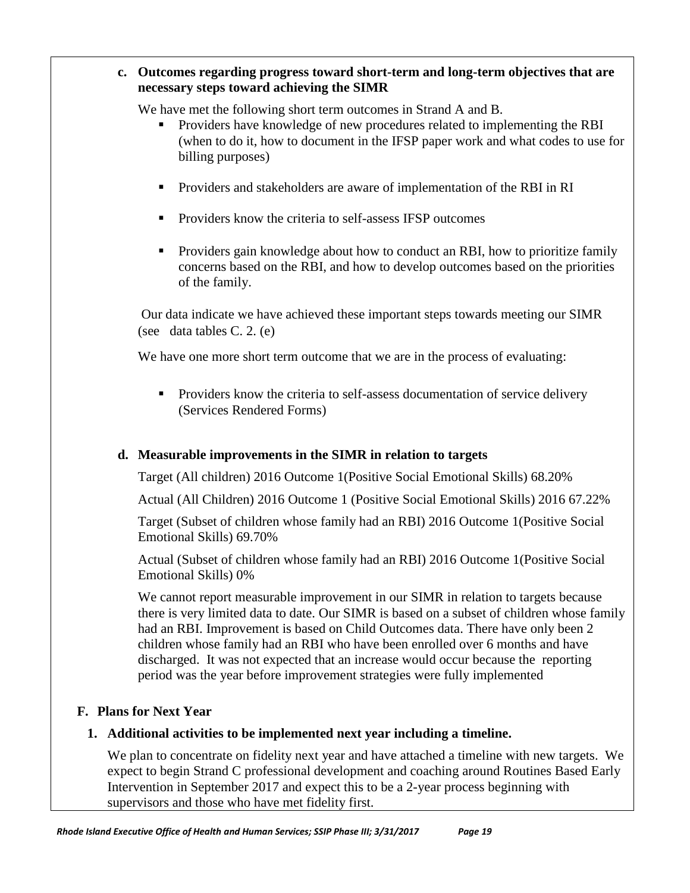### c. Outcomes regarding progress toward short-term and long-term objectives that are necessary steps toward achieving the SIMR

We have met the following short term outcomes in Strand A and B.

- Providers have knowledge of new procedures related to implementing the RBI (when to do it, how to document in the IFSP paper work and what codes to use for billing purposes)
- Providers and stakeholders are aware of implementation of the RBI in RI
- Providers know the criteria to self-assess IFSP outcomes
- Providers gain knowledge about how to conduct an RBI, how to prioritize family concerns based on the RBI, and how to develop outcomes based on the priorities of the family.

Our data indicate we have achieved these important steps towards meeting our SIMR (see data tables C. 2. (e)

We have one more short term outcome that we are in the process of evaluating:

- Providers know the criteria to self-assess documentation of service delivery (Services Rendered Forms)

### d. Measurable improvements in the SIMR in relation to targets

Target (All children) 2016 Outcome 1(Positive Social Emotional Skills) 68.20%

Actual (All Children) 2016 Outcome 1 (Positive Social Emotional Skills) 2016 67.22%

Target (Subset of children whose family had an RBI) 2016 Outcome 1(Positive Social Emotional Skills) 69.70%

Actual (Subset of children whose family had an RBI) 2016 Outcome 1(Positive Social Emotional Skills) 0%

We cannot report measurable improvement in our SIMR in relation to targets because there is very limited data to date. Our SIMR is based on a subset of children whose family had an RBI. Improvement is based on Child Outcomes data. There have only been 2 children whose family had an RBI who have been enrolled over 6 months and have discharged. It was not expected that an increase would occur because the reporting period was the year before improvement strategies were fully implemented

## F. Plans for Next Year

### 1. Additional activities to be implemented next year including a timeline.

We plan to concentrate on fidelity next year and have attached a timeline with new targets. We expect to begin Strand C professional development and coaching around Routines Based Early Intervention in September 2017 and expect this to be a 2-year process beginning with supervisors and those who have met fidelity first.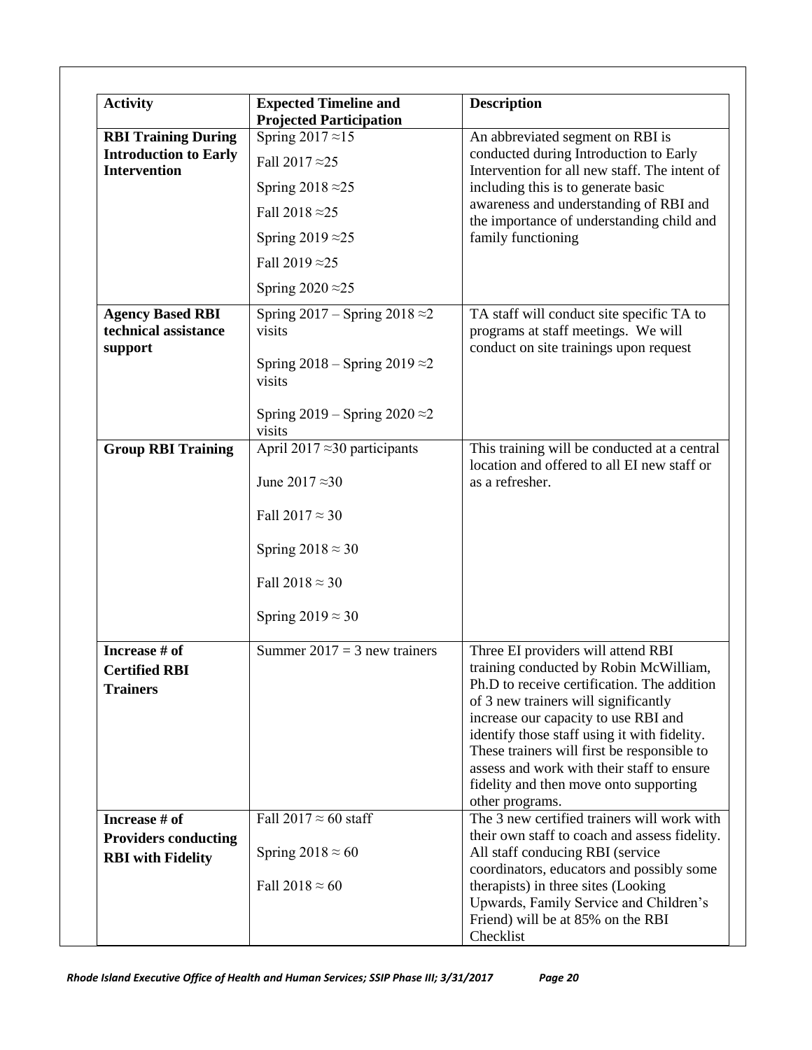| Activity | Expected Timeline and Projected Participation | Description |
|---|---|---|
| **RBI Training During Introduction to Early Intervention** | Spring 2017 ≈15<br>Fall 2017 ≈25<br>Spring 2018 ≈25<br>Fall 2018 ≈25<br>Spring 2019 ≈25<br>Fall 2019 ≈25<br>Spring 2020 ≈25 | An abbreviated segment on RBI is conducted during Introduction to Early Intervention for all new staff. The intent of including this is to generate basic awareness and understanding of RBI and the importance of understanding child and family functioning |
| **Agency Based RBI technical assistance support** | Spring 2017 – Spring 2018 ≈2 visits<br>Spring 2018 – Spring 2019 ≈2 visits<br>Spring 2019 – Spring 2020 ≈2 visits | TA staff will conduct site specific TA to programs at staff meetings. We will conduct on site trainings upon request |
| **Group RBI Training** | April 2017 ≈30 participants<br>June 2017 ≈30<br>Fall 2017 ≈ 30<br>Spring 2018 ≈ 30<br>Fall 2018 ≈ 30<br>Spring 2019 ≈ 30 | This training will be conducted at a central location and offered to all EI new staff or as a refresher. |
| **Increase # of Certified RBI Trainers** | Summer 2017 = 3 new trainers | Three EI providers will attend RBI training conducted by Robin McWilliam, Ph.D to receive certification. The addition of 3 new trainers will significantly increase our capacity to use RBI and identify those staff using it with fidelity. These trainers will first be responsible to assess and work with their staff to ensure fidelity and then move onto supporting other programs. |
| **Increase # of Providers conducting RBI with Fidelity** | Fall 2017 ≈ 60 staff<br>Spring 2018 ≈ 60<br>Fall 2018 ≈ 60 | The 3 new certified trainers will work with their own staff to coach and assess fidelity. All staff conducing RBI (service coordinators, educators and possibly some therapists) in three sites (Looking Upwards, Family Service and Children's Friend) will be at 85% on the RBI Checklist |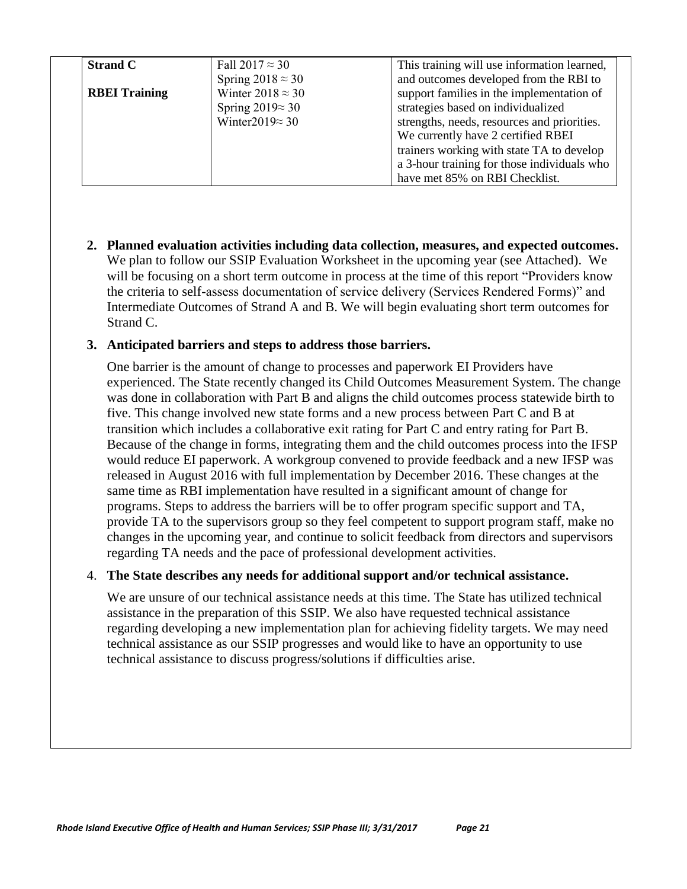| | | |
|---|---|---|
| **Strand C**<br><br>**RBEI Training** | Fall 2017 ≈ 30<br>Spring 2018 ≈ 30<br>Winter 2018 ≈ 30<br>Spring 2019≈ 30<br>Winter2019≈ 30 | This training will use information learned, and outcomes developed from the RBI to support families in the implementation of strategies based on individualized strengths, needs, resources and priorities. We currently have 2 certified RBEI trainers working with state TA to develop a 3-hour training for those individuals who have met 85% on RBI Checklist. |

2. **Planned evaluation activities including data collection, measures, and expected outcomes.** We plan to follow our SSIP Evaluation Worksheet in the upcoming year (see Attached). We will be focusing on a short term outcome in process at the time of this report "Providers know the criteria to self-assess documentation of service delivery (Services Rendered Forms)" and Intermediate Outcomes of Strand A and B. We will begin evaluating short term outcomes for Strand C.

3. **Anticipated barriers and steps to address those barriers.**

   One barrier is the amount of change to processes and paperwork EI Providers have experienced. The State recently changed its Child Outcomes Measurement System. The change was done in collaboration with Part B and aligns the child outcomes process statewide birth to five. This change involved new state forms and a new process between Part C and B at transition which includes a collaborative exit rating for Part C and entry rating for Part B. Because of the change in forms, integrating them and the child outcomes process into the IFSP would reduce EI paperwork. A workgroup convened to provide feedback and a new IFSP was released in August 2016 with full implementation by December 2016. These changes at the same time as RBI implementation have resulted in a significant amount of change for programs. Steps to address the barriers will be to offer program specific support and TA, provide TA to the supervisors group so they feel competent to support program staff, make no changes in the upcoming year, and continue to solicit feedback from directors and supervisors regarding TA needs and the pace of professional development activities.

4. **The State describes any needs for additional support and/or technical assistance.**

   We are unsure of our technical assistance needs at this time. The State has utilized technical assistance in the preparation of this SSIP. We also have requested technical assistance regarding developing a new implementation plan for achieving fidelity targets. We may need technical assistance as our SSIP progresses and would like to have an opportunity to use technical assistance to discuss progress/solutions if difficulties arise.